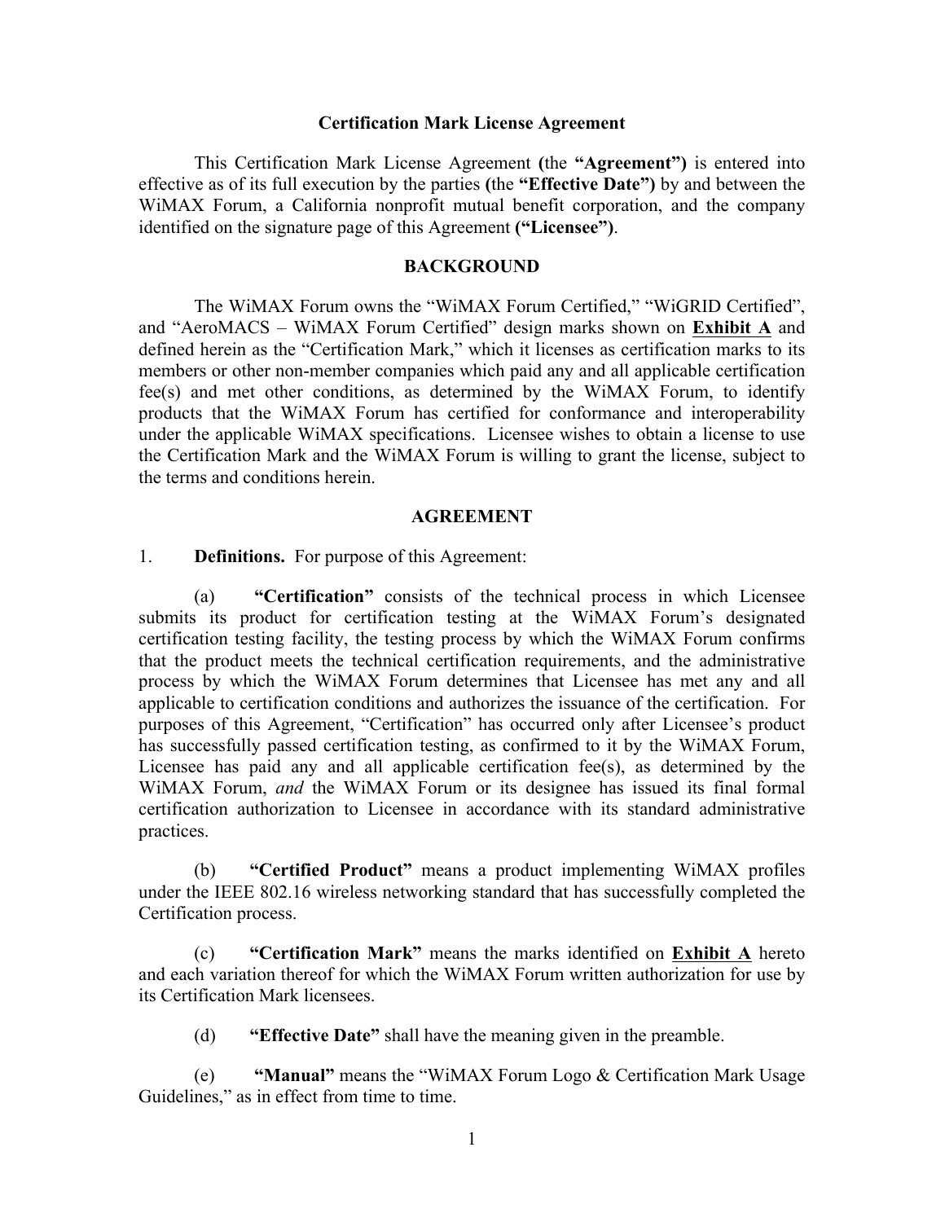# Certification Mark License Agreement

This Certification Mark License Agreement **(**the **"Agreement")** is entered into effective as of its full execution by the parties **(**the **"Effective Date")** by and between the WiMAX Forum, a California nonprofit mutual benefit corporation, and the company identified on the signature page of this Agreement **("Licensee")**.

## BACKGROUND

The WiMAX Forum owns the "WiMAX Forum Certified," "WiGRID Certified", and "AeroMACS – WiMAX Forum Certified" design marks shown on **Exhibit A** and defined herein as the "Certification Mark," which it licenses as certification marks to its members or other non-member companies which paid any and all applicable certification fee(s) and met other conditions, as determined by the WiMAX Forum, to identify products that the WiMAX Forum has certified for conformance and interoperability under the applicable WiMAX specifications. Licensee wishes to obtain a license to use the Certification Mark and the WiMAX Forum is willing to grant the license, subject to the terms and conditions herein.

## AGREEMENT

1. **Definitions.** For purpose of this Agreement:

(a) **"Certification"** consists of the technical process in which Licensee submits its product for certification testing at the WiMAX Forum's designated certification testing facility, the testing process by which the WiMAX Forum confirms that the product meets the technical certification requirements, and the administrative process by which the WiMAX Forum determines that Licensee has met any and all applicable to certification conditions and authorizes the issuance of the certification. For purposes of this Agreement, "Certification" has occurred only after Licensee's product has successfully passed certification testing, as confirmed to it by the WiMAX Forum, Licensee has paid any and all applicable certification fee(s), as determined by the WiMAX Forum, *and* the WiMAX Forum or its designee has issued its final formal certification authorization to Licensee in accordance with its standard administrative practices.

(b) **"Certified Product"** means a product implementing WiMAX profiles under the IEEE 802.16 wireless networking standard that has successfully completed the Certification process.

(c) **"Certification Mark"** means the marks identified on **Exhibit A** hereto and each variation thereof for which the WiMAX Forum written authorization for use by its Certification Mark licensees.

(d) **"Effective Date"** shall have the meaning given in the preamble.

(e) **"Manual"** means the "WiMAX Forum Logo & Certification Mark Usage Guidelines," as in effect from time to time.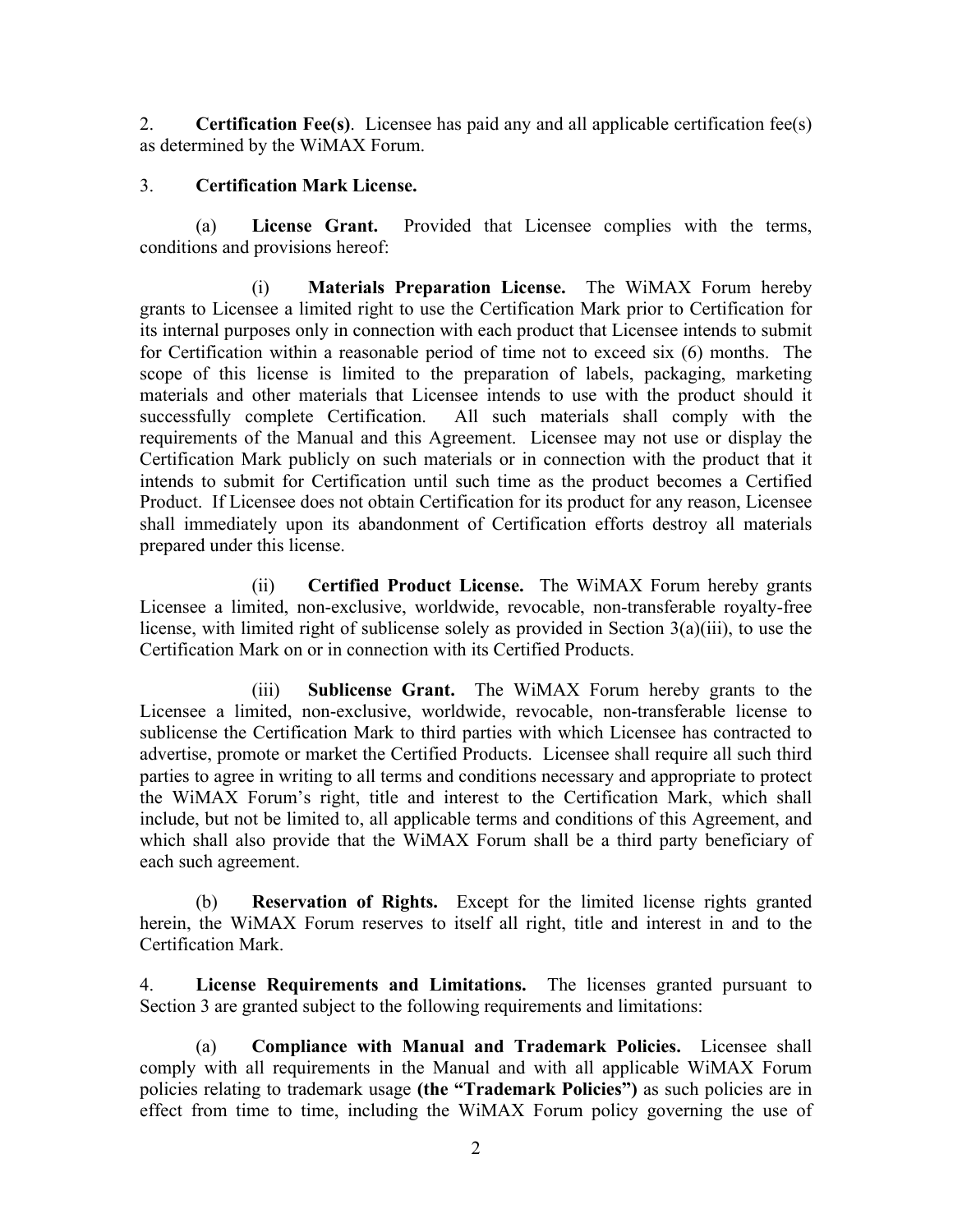2. **Certification Fee(s)**. Licensee has paid any and all applicable certification fee(s) as determined by the WiMAX Forum.

3. **Certification Mark License.**

(a) **License Grant.** Provided that Licensee complies with the terms, conditions and provisions hereof:

(i) **Materials Preparation License.** The WiMAX Forum hereby grants to Licensee a limited right to use the Certification Mark prior to Certification for its internal purposes only in connection with each product that Licensee intends to submit for Certification within a reasonable period of time not to exceed six (6) months. The scope of this license is limited to the preparation of labels, packaging, marketing materials and other materials that Licensee intends to use with the product should it successfully complete Certification. All such materials shall comply with the requirements of the Manual and this Agreement. Licensee may not use or display the Certification Mark publicly on such materials or in connection with the product that it intends to submit for Certification until such time as the product becomes a Certified Product. If Licensee does not obtain Certification for its product for any reason, Licensee shall immediately upon its abandonment of Certification efforts destroy all materials prepared under this license.

(ii) **Certified Product License.** The WiMAX Forum hereby grants Licensee a limited, non-exclusive, worldwide, revocable, non-transferable royalty-free license, with limited right of sublicense solely as provided in Section 3(a)(iii), to use the Certification Mark on or in connection with its Certified Products.

(iii) **Sublicense Grant.** The WiMAX Forum hereby grants to the Licensee a limited, non-exclusive, worldwide, revocable, non-transferable license to sublicense the Certification Mark to third parties with which Licensee has contracted to advertise, promote or market the Certified Products. Licensee shall require all such third parties to agree in writing to all terms and conditions necessary and appropriate to protect the WiMAX Forum's right, title and interest to the Certification Mark, which shall include, but not be limited to, all applicable terms and conditions of this Agreement, and which shall also provide that the WiMAX Forum shall be a third party beneficiary of each such agreement.

(b) **Reservation of Rights.** Except for the limited license rights granted herein, the WiMAX Forum reserves to itself all right, title and interest in and to the Certification Mark.

4. **License Requirements and Limitations.** The licenses granted pursuant to Section 3 are granted subject to the following requirements and limitations:

(a) **Compliance with Manual and Trademark Policies.** Licensee shall comply with all requirements in the Manual and with all applicable WiMAX Forum policies relating to trademark usage **(the "Trademark Policies")** as such policies are in effect from time to time, including the WiMAX Forum policy governing the use of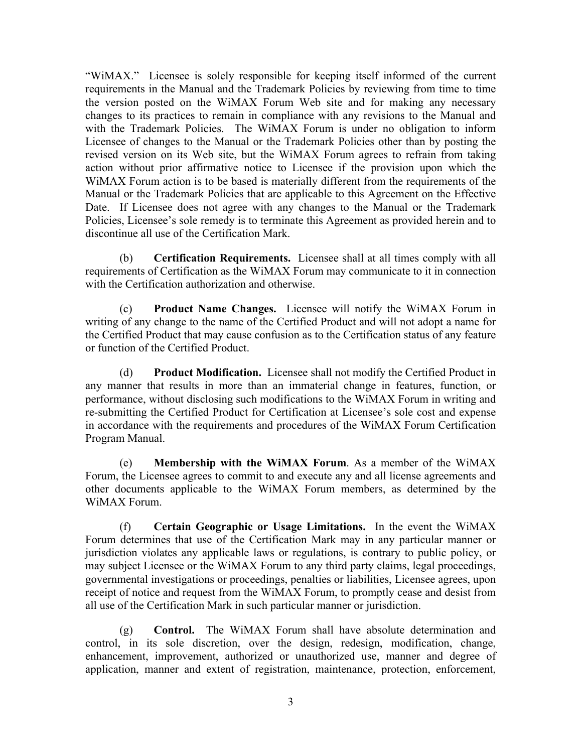"WiMAX." Licensee is solely responsible for keeping itself informed of the current requirements in the Manual and the Trademark Policies by reviewing from time to time the version posted on the WiMAX Forum Web site and for making any necessary changes to its practices to remain in compliance with any revisions to the Manual and with the Trademark Policies. The WiMAX Forum is under no obligation to inform Licensee of changes to the Manual or the Trademark Policies other than by posting the revised version on its Web site, but the WiMAX Forum agrees to refrain from taking action without prior affirmative notice to Licensee if the provision upon which the WiMAX Forum action is to be based is materially different from the requirements of the Manual or the Trademark Policies that are applicable to this Agreement on the Effective Date. If Licensee does not agree with any changes to the Manual or the Trademark Policies, Licensee's sole remedy is to terminate this Agreement as provided herein and to discontinue all use of the Certification Mark.

(b) **Certification Requirements.** Licensee shall at all times comply with all requirements of Certification as the WiMAX Forum may communicate to it in connection with the Certification authorization and otherwise.

(c) **Product Name Changes.** Licensee will notify the WiMAX Forum in writing of any change to the name of the Certified Product and will not adopt a name for the Certified Product that may cause confusion as to the Certification status of any feature or function of the Certified Product.

(d) **Product Modification.** Licensee shall not modify the Certified Product in any manner that results in more than an immaterial change in features, function, or performance, without disclosing such modifications to the WiMAX Forum in writing and re-submitting the Certified Product for Certification at Licensee's sole cost and expense in accordance with the requirements and procedures of the WiMAX Forum Certification Program Manual.

(e) **Membership with the WiMAX Forum**. As a member of the WiMAX Forum, the Licensee agrees to commit to and execute any and all license agreements and other documents applicable to the WiMAX Forum members, as determined by the WiMAX Forum.

(f) **Certain Geographic or Usage Limitations.** In the event the WiMAX Forum determines that use of the Certification Mark may in any particular manner or jurisdiction violates any applicable laws or regulations, is contrary to public policy, or may subject Licensee or the WiMAX Forum to any third party claims, legal proceedings, governmental investigations or proceedings, penalties or liabilities, Licensee agrees, upon receipt of notice and request from the WiMAX Forum, to promptly cease and desist from all use of the Certification Mark in such particular manner or jurisdiction.

(g) **Control.** The WiMAX Forum shall have absolute determination and control, in its sole discretion, over the design, redesign, modification, change, enhancement, improvement, authorized or unauthorized use, manner and degree of application, manner and extent of registration, maintenance, protection, enforcement,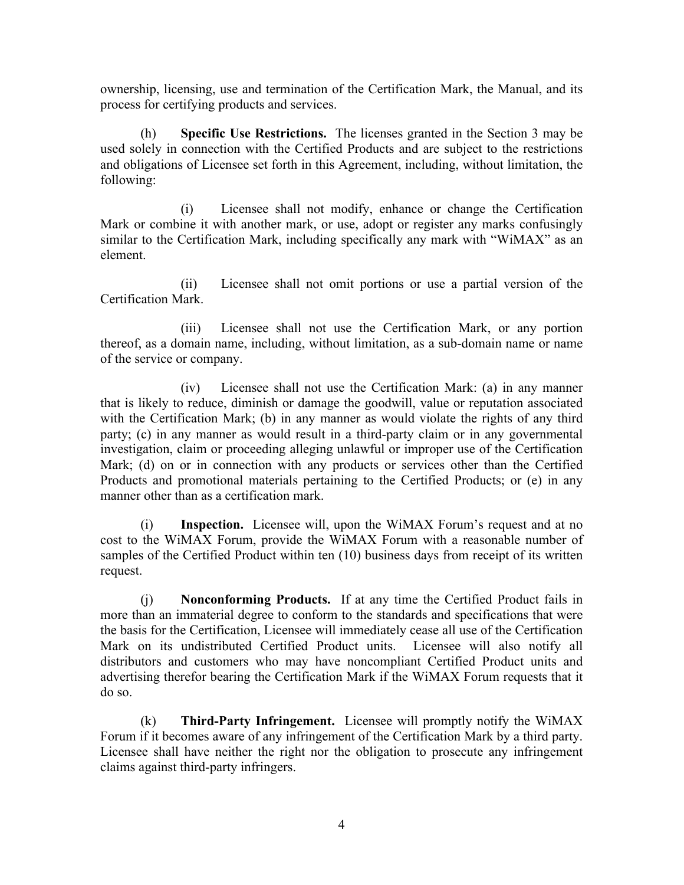ownership, licensing, use and termination of the Certification Mark, the Manual, and its process for certifying products and services.

(h) **Specific Use Restrictions.** The licenses granted in the Section 3 may be used solely in connection with the Certified Products and are subject to the restrictions and obligations of Licensee set forth in this Agreement, including, without limitation, the following:

(i) Licensee shall not modify, enhance or change the Certification Mark or combine it with another mark, or use, adopt or register any marks confusingly similar to the Certification Mark, including specifically any mark with "WiMAX" as an element.

(ii) Licensee shall not omit portions or use a partial version of the Certification Mark.

(iii) Licensee shall not use the Certification Mark, or any portion thereof, as a domain name, including, without limitation, as a sub-domain name or name of the service or company.

(iv) Licensee shall not use the Certification Mark: (a) in any manner that is likely to reduce, diminish or damage the goodwill, value or reputation associated with the Certification Mark; (b) in any manner as would violate the rights of any third party; (c) in any manner as would result in a third-party claim or in any governmental investigation, claim or proceeding alleging unlawful or improper use of the Certification Mark; (d) on or in connection with any products or services other than the Certified Products and promotional materials pertaining to the Certified Products; or (e) in any manner other than as a certification mark.

(i) **Inspection.** Licensee will, upon the WiMAX Forum's request and at no cost to the WiMAX Forum, provide the WiMAX Forum with a reasonable number of samples of the Certified Product within ten (10) business days from receipt of its written request.

(j) **Nonconforming Products.** If at any time the Certified Product fails in more than an immaterial degree to conform to the standards and specifications that were the basis for the Certification, Licensee will immediately cease all use of the Certification Mark on its undistributed Certified Product units. Licensee will also notify all distributors and customers who may have noncompliant Certified Product units and advertising therefor bearing the Certification Mark if the WiMAX Forum requests that it do so.

(k) **Third-Party Infringement.** Licensee will promptly notify the WiMAX Forum if it becomes aware of any infringement of the Certification Mark by a third party. Licensee shall have neither the right nor the obligation to prosecute any infringement claims against third-party infringers.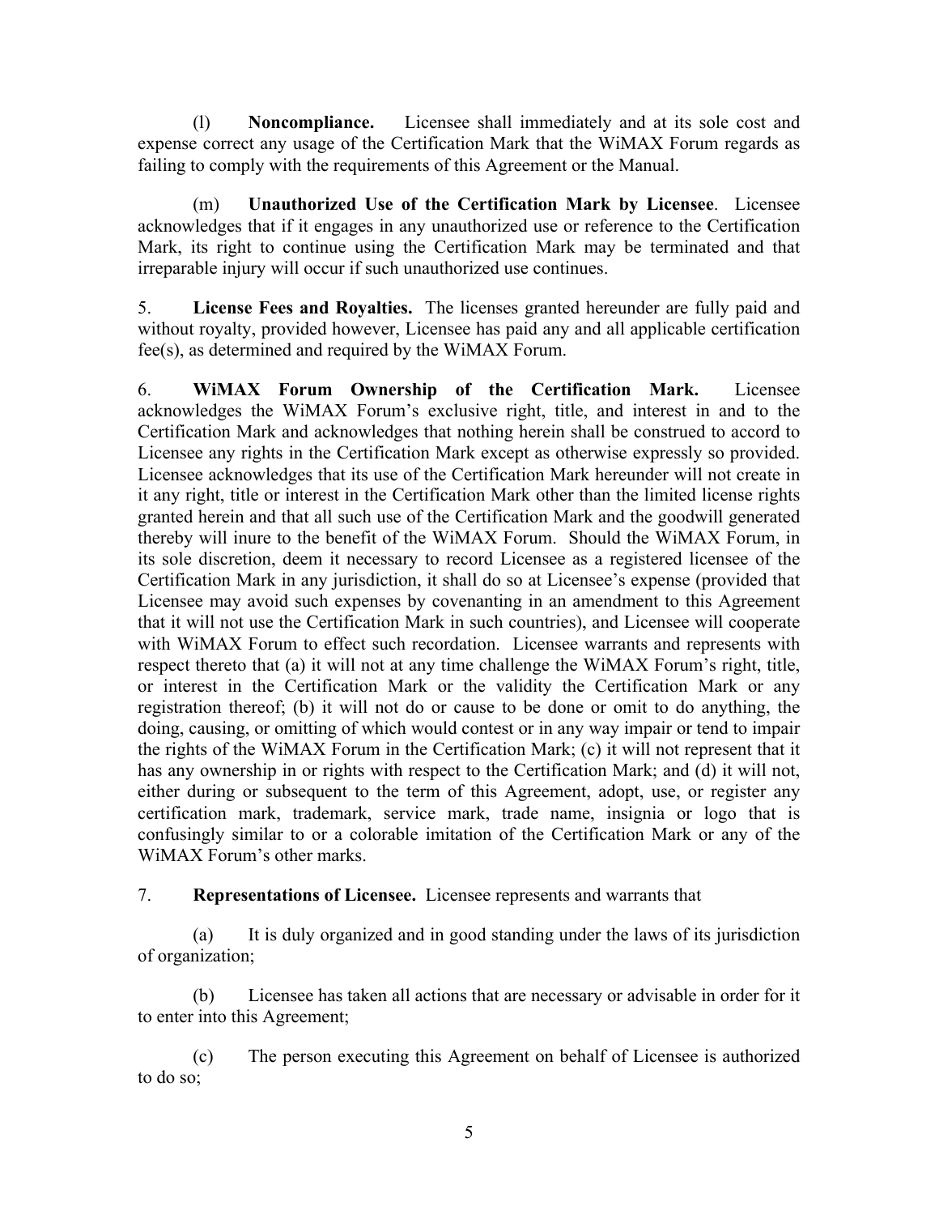(l) **Noncompliance.** Licensee shall immediately and at its sole cost and expense correct any usage of the Certification Mark that the WiMAX Forum regards as failing to comply with the requirements of this Agreement or the Manual.

(m) **Unauthorized Use of the Certification Mark by Licensee**. Licensee acknowledges that if it engages in any unauthorized use or reference to the Certification Mark, its right to continue using the Certification Mark may be terminated and that irreparable injury will occur if such unauthorized use continues.

5. **License Fees and Royalties.** The licenses granted hereunder are fully paid and without royalty, provided however, Licensee has paid any and all applicable certification fee(s), as determined and required by the WiMAX Forum.

6. **WiMAX Forum Ownership of the Certification Mark.** Licensee acknowledges the WiMAX Forum's exclusive right, title, and interest in and to the Certification Mark and acknowledges that nothing herein shall be construed to accord to Licensee any rights in the Certification Mark except as otherwise expressly so provided. Licensee acknowledges that its use of the Certification Mark hereunder will not create in it any right, title or interest in the Certification Mark other than the limited license rights granted herein and that all such use of the Certification Mark and the goodwill generated thereby will inure to the benefit of the WiMAX Forum. Should the WiMAX Forum, in its sole discretion, deem it necessary to record Licensee as a registered licensee of the Certification Mark in any jurisdiction, it shall do so at Licensee's expense (provided that Licensee may avoid such expenses by covenanting in an amendment to this Agreement that it will not use the Certification Mark in such countries), and Licensee will cooperate with WiMAX Forum to effect such recordation. Licensee warrants and represents with respect thereto that (a) it will not at any time challenge the WiMAX Forum's right, title, or interest in the Certification Mark or the validity the Certification Mark or any registration thereof; (b) it will not do or cause to be done or omit to do anything, the doing, causing, or omitting of which would contest or in any way impair or tend to impair the rights of the WiMAX Forum in the Certification Mark; (c) it will not represent that it has any ownership in or rights with respect to the Certification Mark; and (d) it will not, either during or subsequent to the term of this Agreement, adopt, use, or register any certification mark, trademark, service mark, trade name, insignia or logo that is confusingly similar to or a colorable imitation of the Certification Mark or any of the WiMAX Forum's other marks.

7. **Representations of Licensee.** Licensee represents and warrants that

(a) It is duly organized and in good standing under the laws of its jurisdiction of organization;

(b) Licensee has taken all actions that are necessary or advisable in order for it to enter into this Agreement;

(c) The person executing this Agreement on behalf of Licensee is authorized to do so;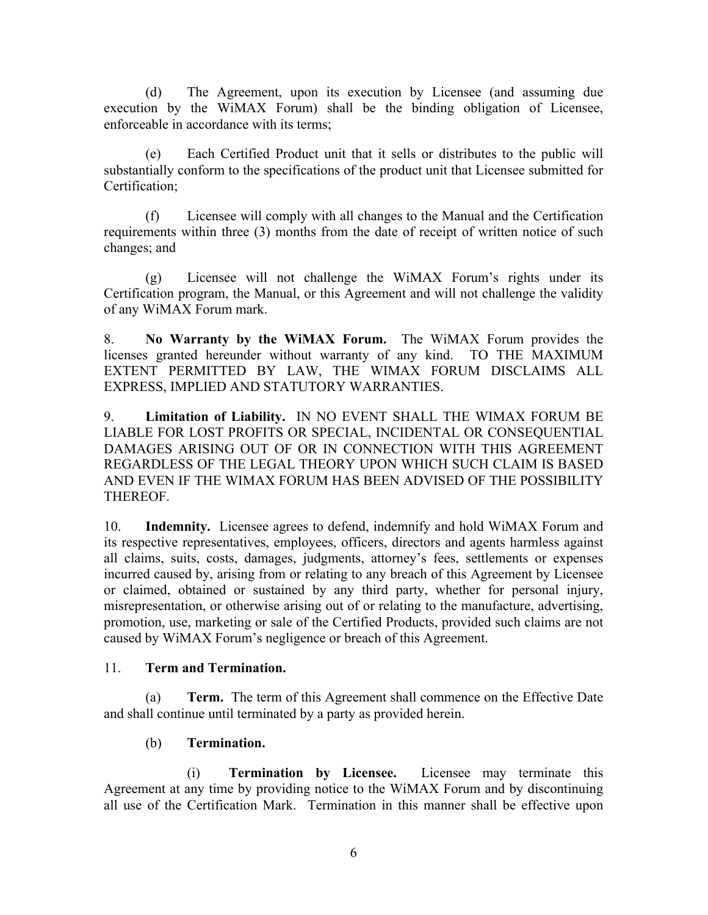(d) The Agreement, upon its execution by Licensee (and assuming due execution by the WiMAX Forum) shall be the binding obligation of Licensee, enforceable in accordance with its terms;

(e) Each Certified Product unit that it sells or distributes to the public will substantially conform to the specifications of the product unit that Licensee submitted for Certification;

(f) Licensee will comply with all changes to the Manual and the Certification requirements within three (3) months from the date of receipt of written notice of such changes; and

(g) Licensee will not challenge the WiMAX Forum's rights under its Certification program, the Manual, or this Agreement and will not challenge the validity of any WiMAX Forum mark.

8. **No Warranty by the WiMAX Forum.** The WiMAX Forum provides the licenses granted hereunder without warranty of any kind. TO THE MAXIMUM EXTENT PERMITTED BY LAW, THE WIMAX FORUM DISCLAIMS ALL EXPRESS, IMPLIED AND STATUTORY WARRANTIES.

9. **Limitation of Liability.** IN NO EVENT SHALL THE WIMAX FORUM BE LIABLE FOR LOST PROFITS OR SPECIAL, INCIDENTAL OR CONSEQUENTIAL DAMAGES ARISING OUT OF OR IN CONNECTION WITH THIS AGREEMENT REGARDLESS OF THE LEGAL THEORY UPON WHICH SUCH CLAIM IS BASED AND EVEN IF THE WIMAX FORUM HAS BEEN ADVISED OF THE POSSIBILITY THEREOF.

10. **Indemnity.** Licensee agrees to defend, indemnify and hold WiMAX Forum and its respective representatives, employees, officers, directors and agents harmless against all claims, suits, costs, damages, judgments, attorney's fees, settlements or expenses incurred caused by, arising from or relating to any breach of this Agreement by Licensee or claimed, obtained or sustained by any third party, whether for personal injury, misrepresentation, or otherwise arising out of or relating to the manufacture, advertising, promotion, use, marketing or sale of the Certified Products, provided such claims are not caused by WiMAX Forum's negligence or breach of this Agreement.

11. **Term and Termination.**

(a) **Term.** The term of this Agreement shall commence on the Effective Date and shall continue until terminated by a party as provided herein.

(b) **Termination.**

(i) **Termination by Licensee.** Licensee may terminate this Agreement at any time by providing notice to the WiMAX Forum and by discontinuing all use of the Certification Mark. Termination in this manner shall be effective upon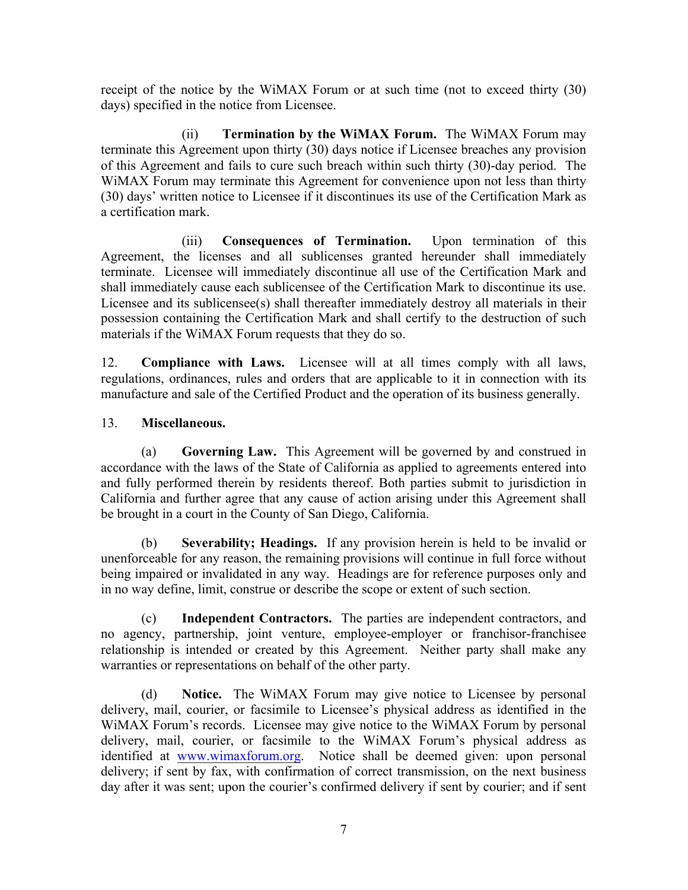receipt of the notice by the WiMAX Forum or at such time (not to exceed thirty (30) days) specified in the notice from Licensee.

(ii) **Termination by the WiMAX Forum.** The WiMAX Forum may terminate this Agreement upon thirty (30) days notice if Licensee breaches any provision of this Agreement and fails to cure such breach within such thirty (30)-day period. The WiMAX Forum may terminate this Agreement for convenience upon not less than thirty (30) days' written notice to Licensee if it discontinues its use of the Certification Mark as a certification mark.

(iii) **Consequences of Termination.** Upon termination of this Agreement, the licenses and all sublicenses granted hereunder shall immediately terminate. Licensee will immediately discontinue all use of the Certification Mark and shall immediately cause each sublicensee of the Certification Mark to discontinue its use. Licensee and its sublicensee(s) shall thereafter immediately destroy all materials in their possession containing the Certification Mark and shall certify to the destruction of such materials if the WiMAX Forum requests that they do so.

12. **Compliance with Laws.** Licensee will at all times comply with all laws, regulations, ordinances, rules and orders that are applicable to it in connection with its manufacture and sale of the Certified Product and the operation of its business generally.

13. **Miscellaneous.**

(a) **Governing Law.** This Agreement will be governed by and construed in accordance with the laws of the State of California as applied to agreements entered into and fully performed therein by residents thereof. Both parties submit to jurisdiction in California and further agree that any cause of action arising under this Agreement shall be brought in a court in the County of San Diego, California.

(b) **Severability; Headings.** If any provision herein is held to be invalid or unenforceable for any reason, the remaining provisions will continue in full force without being impaired or invalidated in any way. Headings are for reference purposes only and in no way define, limit, construe or describe the scope or extent of such section.

(c) **Independent Contractors.** The parties are independent contractors, and no agency, partnership, joint venture, employee-employer or franchisor-franchisee relationship is intended or created by this Agreement. Neither party shall make any warranties or representations on behalf of the other party.

(d) **Notice.** The WiMAX Forum may give notice to Licensee by personal delivery, mail, courier, or facsimile to Licensee's physical address as identified in the WiMAX Forum's records. Licensee may give notice to the WiMAX Forum by personal delivery, mail, courier, or facsimile to the WiMAX Forum's physical address as identified at www.wimaxforum.org. Notice shall be deemed given: upon personal delivery; if sent by fax, with confirmation of correct transmission, on the next business day after it was sent; upon the courier's confirmed delivery if sent by courier; and if sent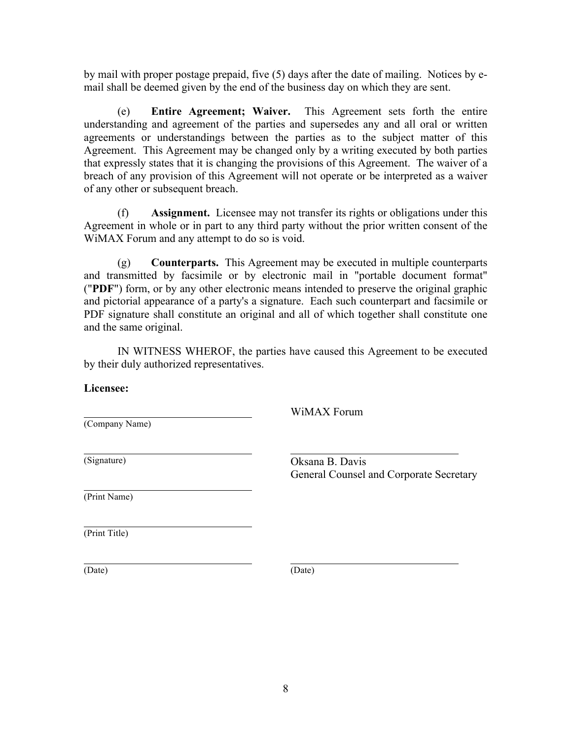by mail with proper postage prepaid, five (5) days after the date of mailing. Notices by e-mail shall be deemed given by the end of the business day on which they are sent.

(e) **Entire Agreement; Waiver.** This Agreement sets forth the entire understanding and agreement of the parties and supersedes any and all oral or written agreements or understandings between the parties as to the subject matter of this Agreement. This Agreement may be changed only by a writing executed by both parties that expressly states that it is changing the provisions of this Agreement. The waiver of a breach of any provision of this Agreement will not operate or be interpreted as a waiver of any other or subsequent breach.

(f) **Assignment.** Licensee may not transfer its rights or obligations under this Agreement in whole or in part to any third party without the prior written consent of the WiMAX Forum and any attempt to do so is void.

(g) **Counterparts.** This Agreement may be executed in multiple counterparts and transmitted by facsimile or by electronic mail in "portable document format" ("**PDF**") form, or by any other electronic means intended to preserve the original graphic and pictorial appearance of a party's a signature. Each such counterpart and facsimile or PDF signature shall constitute an original and all of which together shall constitute one and the same original.

IN WITNESS WHEROF, the parties have caused this Agreement to be executed by their duly authorized representatives.

**Licensee:**

| | |
|---|---|
| ______________________________ (Company Name) | WiMAX Forum |
| ______________________________ (Signature) | ______________________________ Oksana B. Davis, General Counsel and Corporate Secretary |
| ______________________________ (Print Name) | |
| ______________________________ (Print Title) | |
| ______________________________ (Date) | ______________________________ (Date) |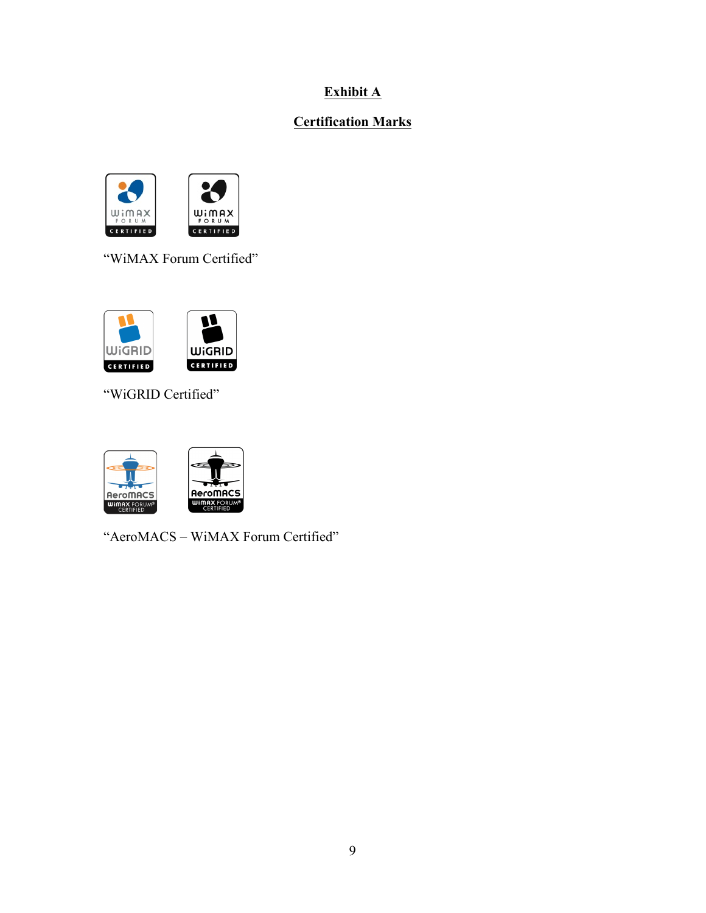# Exhibit A

## Certification Marks

"WiMAX Forum Certified"

"WiGRID Certified"

"AeroMACS – WiMAX Forum Certified"